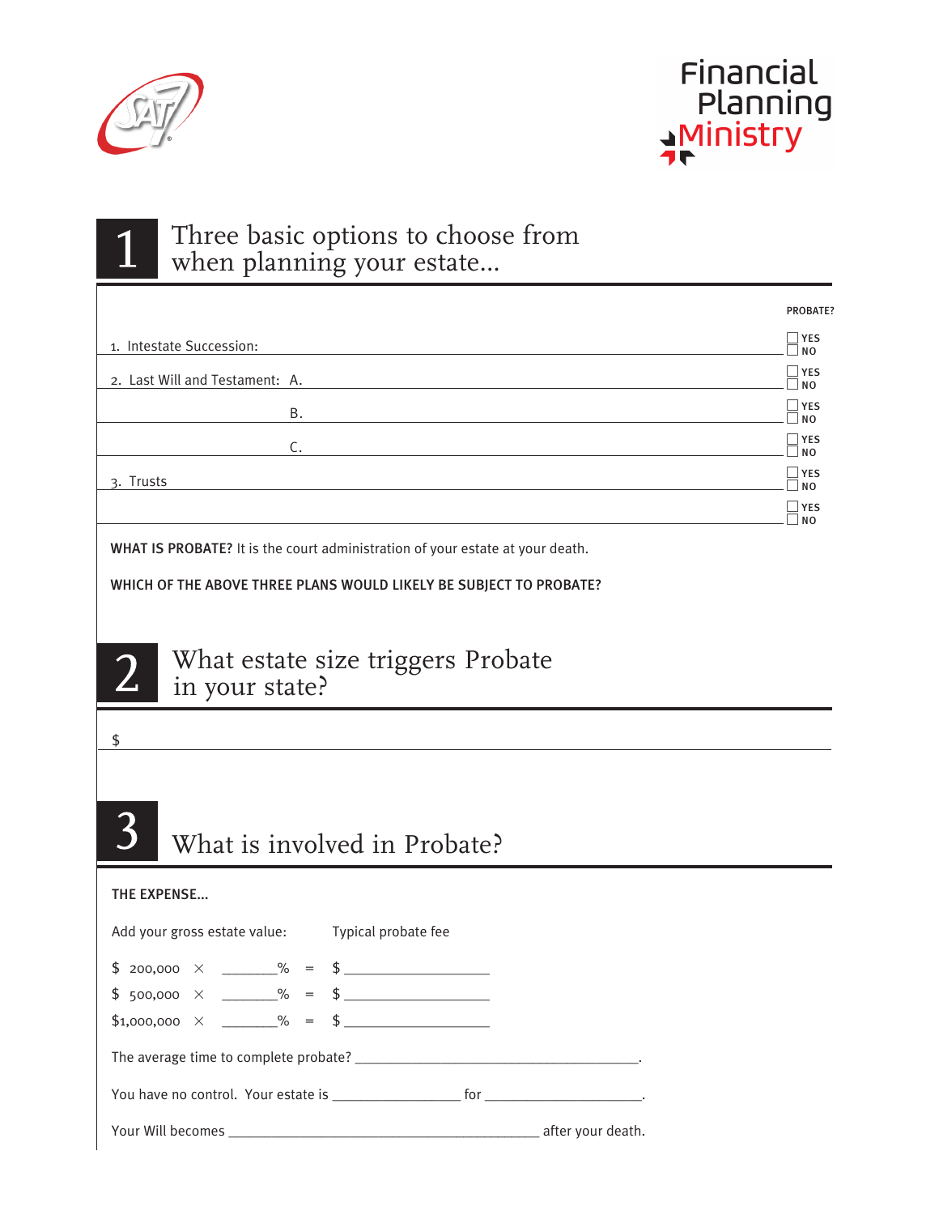Financial Planning Ministry

# 1 Three basic options to choose from when planning your estate...

| | PROBATE? |
|---|---|
| 1. Intestate Succession: | ☐ YES ☐ NO |
| 2. Last Will and Testament: A. | ☐ YES ☐ NO |
| B. | ☐ YES ☐ NO |
| C. | ☐ YES ☐ NO |
| 3. Trusts | ☐ YES ☐ NO |
| | ☐ YES ☐ NO |

**WHAT IS PROBATE?** It is the court administration of your estate at your death.

**WHICH OF THE ABOVE THREE PLANS WOULD LIKELY BE SUBJECT TO PROBATE?**

# 2 What estate size triggers Probate in your state?

$ ______________________________

# 3 What is involved in Probate?

**THE EXPENSE...**

Add your gross estate value: Typical probate fee

$ 200,000 × _______% = $ ___________________

$ 500,000 × _______% = $ ___________________

$1,000,000 × _______% = $ ___________________

The average time to complete probate? ______________________________________.

You have no control. Your estate is _________________ for ______________________.

Your Will becomes __________________________________________ after your death.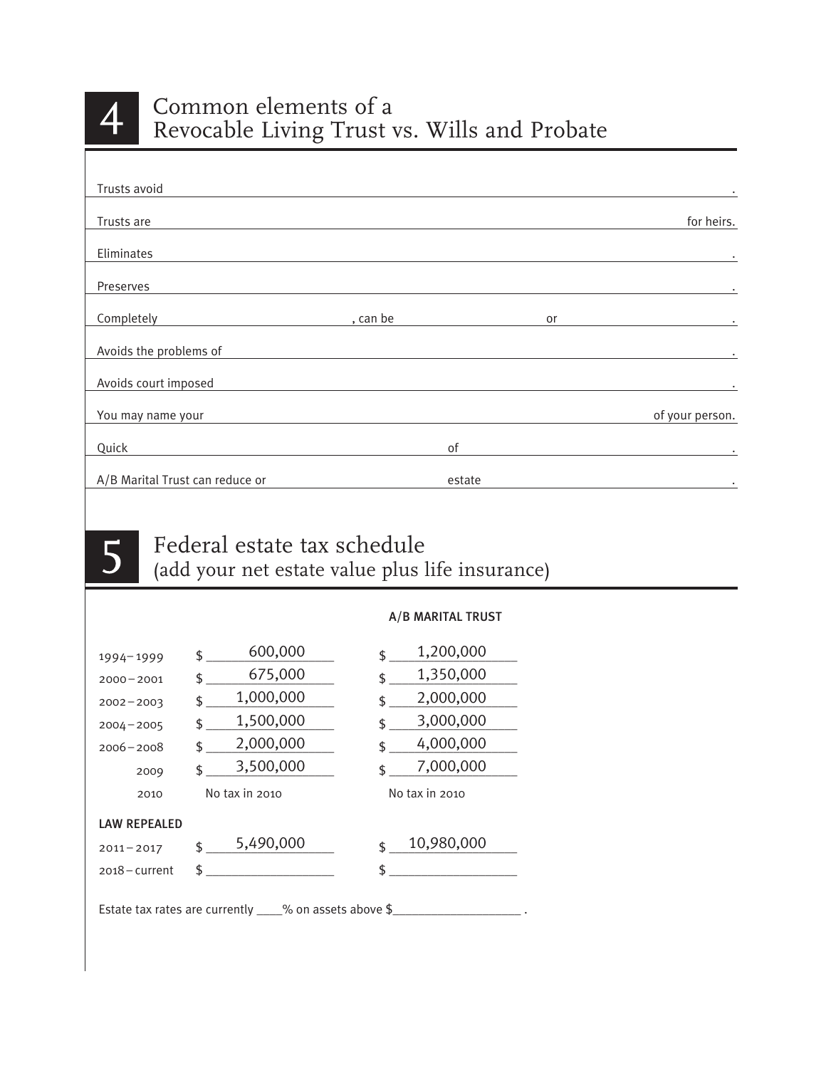## 4 Common elements of a Revocable Living Trust vs. Wills and Probate

Trusts avoid ______________________________________________.

Trusts are ______________________________________________ for heirs.

Eliminates ______________________________________________.

Preserves ______________________________________________.

Completely ____________________, can be ____________________ or ____________________.

Avoids the problems of ______________________________________________.

Avoids court imposed ______________________________________________.

You may name your ______________________________________________ of your person.

Quick ____________________________ of ____________________________.

A/B Marital Trust can reduce or ____________________ estate ____________________.

## 5 Federal estate tax schedule

(add your net estate value plus life insurance)

| | | A/B MARITAL TRUST |
|---|---|---|
| 1994–1999 | $ 600,000 | $ 1,200,000 |
| 2000–2001 | $ 675,000 | $ 1,350,000 |
| 2002–2003 | $ 1,000,000 | $ 2,000,000 |
| 2004–2005 | $ 1,500,000 | $ 3,000,000 |
| 2006–2008 | $ 2,000,000 | $ 4,000,000 |
| 2009 | $ 3,500,000 | $ 7,000,000 |
| 2010 | No tax in 2010 | No tax in 2010 |
| **LAW REPEALED** | | |
| 2011–2017 | $ 5,490,000 | $ 10,980,000 |
| 2018–current | $ __________ | $ __________ |

Estate tax rates are currently ____% on assets above $__________________ .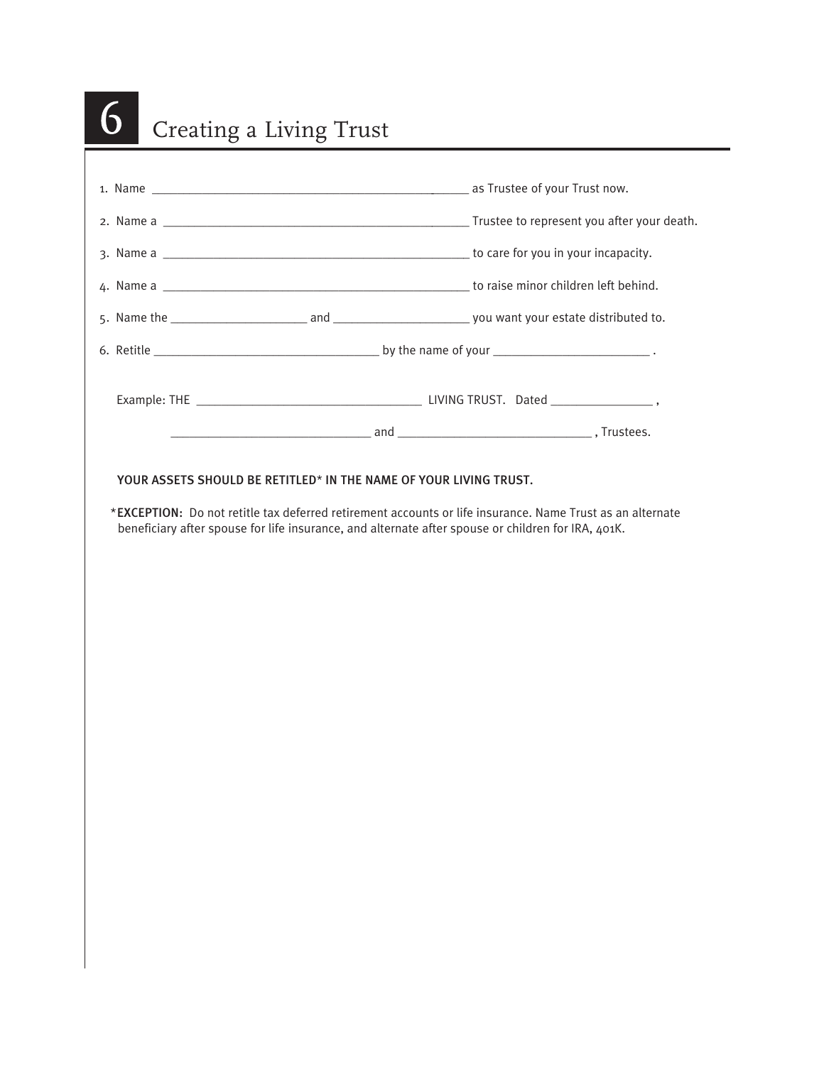# 6 Creating a Living Trust

1. Name ______________________________________________ as Trustee of your Trust now.
2. Name a ______________________________________________ Trustee to represent you after your death.
3. Name a ______________________________________________ to care for you in your incapacity.
4. Name a ______________________________________________ to raise minor children left behind.
5. Name the ____________________ and ____________________ you want your estate distributed to.
6. Retitle __________________________________ by the name of your ________________________ .

Example: THE __________________________________ LIVING TRUST. Dated ________________ ,

______________________________ and ______________________________ , Trustees.

YOUR ASSETS SHOULD BE RETITLED* IN THE NAME OF YOUR LIVING TRUST.

*EXCEPTION: Do not retitle tax deferred retirement accounts or life insurance. Name Trust as an alternate beneficiary after spouse for life insurance, and alternate after spouse or children for IRA, 401K.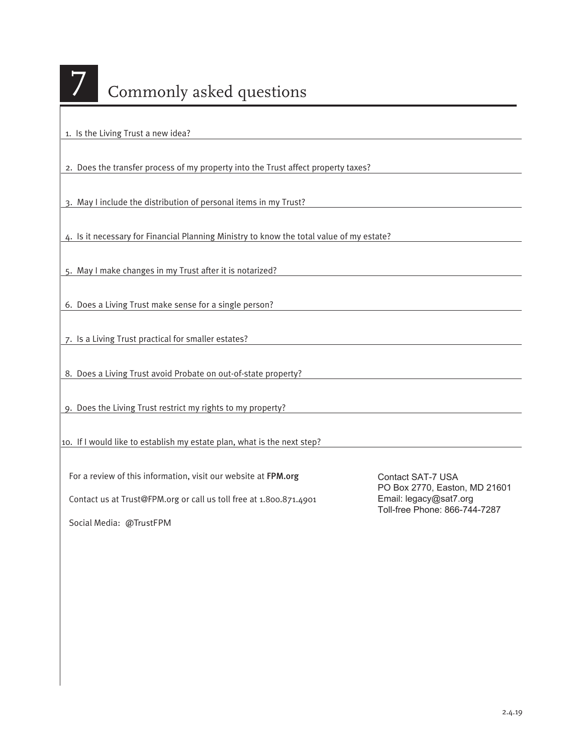# 7 Commonly asked questions

1. Is the Living Trust a new idea?

2. Does the transfer process of my property into the Trust affect property taxes?

3. May I include the distribution of personal items in my Trust?

4. Is it necessary for Financial Planning Ministry to know the total value of my estate?

5. May I make changes in my Trust after it is notarized?

6. Does a Living Trust make sense for a single person?

7. Is a Living Trust practical for smaller estates?

8. Does a Living Trust avoid Probate on out-of-state property?

9. Does the Living Trust restrict my rights to my property?

10. If I would like to establish my estate plan, what is the next step?

For a review of this information, visit our website at **FPM.org**

Contact us at Trust@FPM.org or call us toll free at 1.800.871.4901

Social Media: @TrustFPM

Contact SAT-7 USA
PO Box 2770, Easton, MD 21601
Email: legacy@sat7.org
Toll-free Phone: 866-744-7287

2.4.19